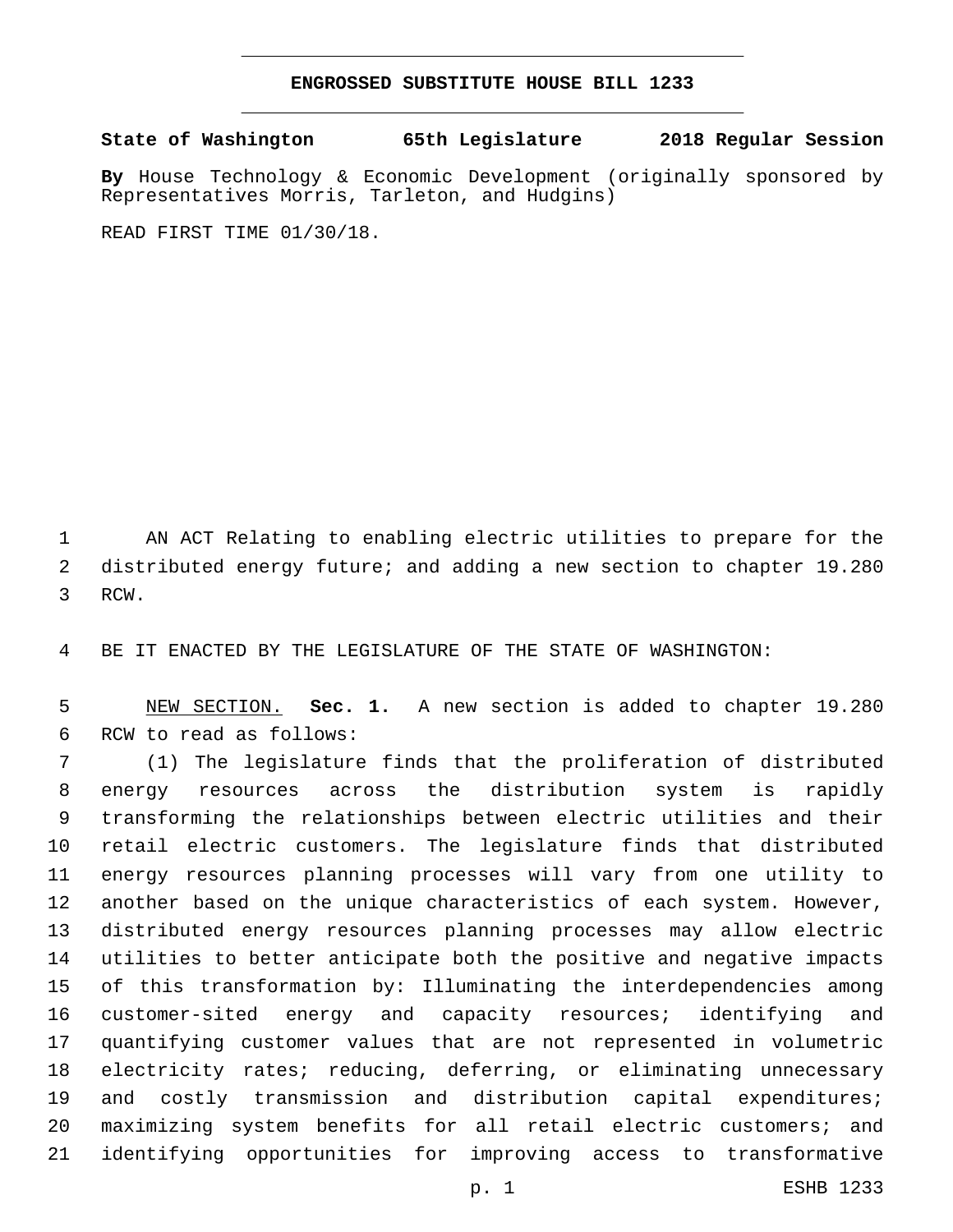# ENGROSSED SUBSTITUTE HOUSE BILL 1233

**State of Washington 65th Legislature 2018 Regular Session**

**By** House Technology & Economic Development (originally sponsored by Representatives Morris, Tarleton, and Hudgins)

READ FIRST TIME 01/30/18.

AN ACT Relating to enabling electric utilities to prepare for the distributed energy future; and adding a new section to chapter 19.280 RCW.

BE IT ENACTED BY THE LEGISLATURE OF THE STATE OF WASHINGTON:

NEW SECTION. **Sec. 1.** A new section is added to chapter 19.280 RCW to read as follows:

(1) The legislature finds that the proliferation of distributed energy resources across the distribution system is rapidly transforming the relationships between electric utilities and their retail electric customers. The legislature finds that distributed energy resources planning processes will vary from one utility to another based on the unique characteristics of each system. However, distributed energy resources planning processes may allow electric utilities to better anticipate both the positive and negative impacts of this transformation by: Illuminating the interdependencies among customer-sited energy and capacity resources; identifying and quantifying customer values that are not represented in volumetric electricity rates; reducing, deferring, or eliminating unnecessary and costly transmission and distribution capital expenditures; maximizing system benefits for all retail electric customers; and identifying opportunities for improving access to transformative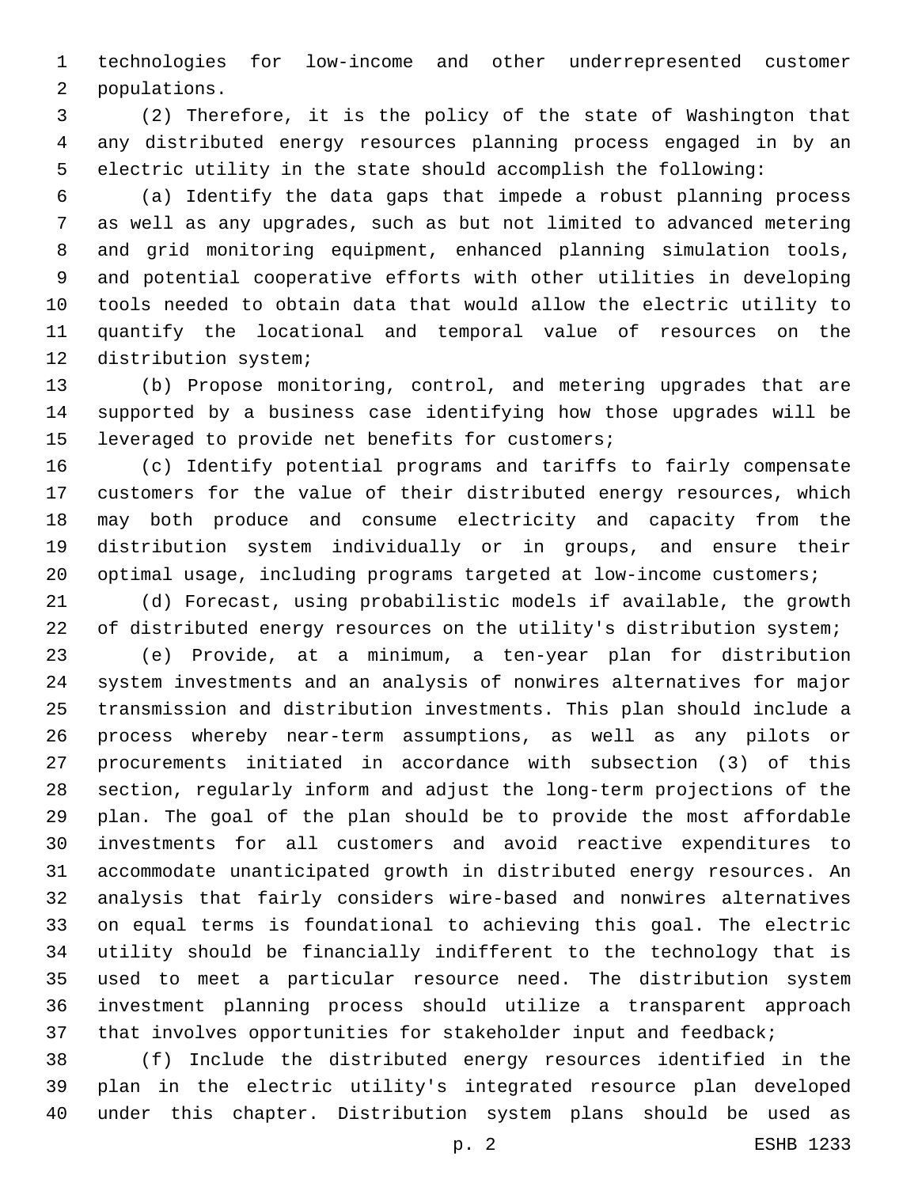technologies for low-income and other underrepresented customer populations.

(2) Therefore, it is the policy of the state of Washington that any distributed energy resources planning process engaged in by an electric utility in the state should accomplish the following:

(a) Identify the data gaps that impede a robust planning process as well as any upgrades, such as but not limited to advanced metering and grid monitoring equipment, enhanced planning simulation tools, and potential cooperative efforts with other utilities in developing tools needed to obtain data that would allow the electric utility to quantify the locational and temporal value of resources on the distribution system;

(b) Propose monitoring, control, and metering upgrades that are supported by a business case identifying how those upgrades will be leveraged to provide net benefits for customers;

(c) Identify potential programs and tariffs to fairly compensate customers for the value of their distributed energy resources, which may both produce and consume electricity and capacity from the distribution system individually or in groups, and ensure their optimal usage, including programs targeted at low-income customers;

(d) Forecast, using probabilistic models if available, the growth of distributed energy resources on the utility's distribution system;

(e) Provide, at a minimum, a ten-year plan for distribution system investments and an analysis of nonwires alternatives for major transmission and distribution investments. This plan should include a process whereby near-term assumptions, as well as any pilots or procurements initiated in accordance with subsection (3) of this section, regularly inform and adjust the long-term projections of the plan. The goal of the plan should be to provide the most affordable investments for all customers and avoid reactive expenditures to accommodate unanticipated growth in distributed energy resources. An analysis that fairly considers wire-based and nonwires alternatives on equal terms is foundational to achieving this goal. The electric utility should be financially indifferent to the technology that is used to meet a particular resource need. The distribution system investment planning process should utilize a transparent approach that involves opportunities for stakeholder input and feedback;

(f) Include the distributed energy resources identified in the plan in the electric utility's integrated resource plan developed under this chapter. Distribution system plans should be used as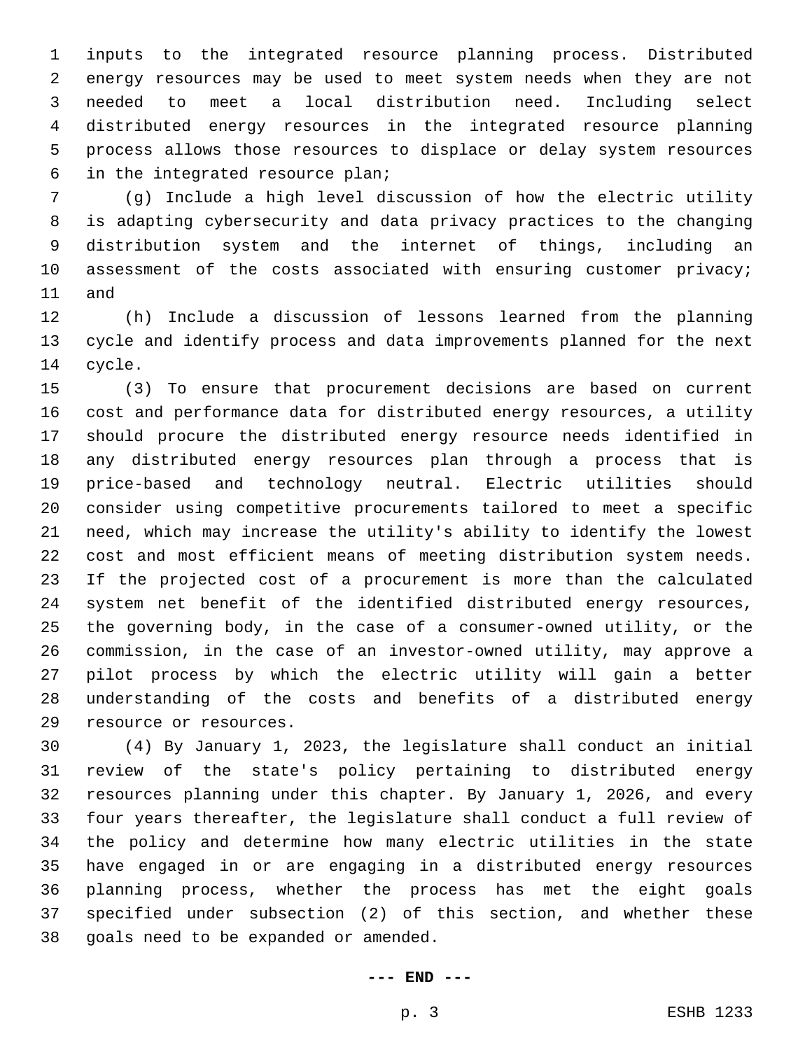inputs to the integrated resource planning process. Distributed energy resources may be used to meet system needs when they are not needed to meet a local distribution need. Including select distributed energy resources in the integrated resource planning process allows those resources to displace or delay system resources in the integrated resource plan;

(g) Include a high level discussion of how the electric utility is adapting cybersecurity and data privacy practices to the changing distribution system and the internet of things, including an assessment of the costs associated with ensuring customer privacy; and

(h) Include a discussion of lessons learned from the planning cycle and identify process and data improvements planned for the next cycle.

(3) To ensure that procurement decisions are based on current cost and performance data for distributed energy resources, a utility should procure the distributed energy resource needs identified in any distributed energy resources plan through a process that is price-based and technology neutral. Electric utilities should consider using competitive procurements tailored to meet a specific need, which may increase the utility's ability to identify the lowest cost and most efficient means of meeting distribution system needs. If the projected cost of a procurement is more than the calculated system net benefit of the identified distributed energy resources, the governing body, in the case of a consumer-owned utility, or the commission, in the case of an investor-owned utility, may approve a pilot process by which the electric utility will gain a better understanding of the costs and benefits of a distributed energy resource or resources.

(4) By January 1, 2023, the legislature shall conduct an initial review of the state's policy pertaining to distributed energy resources planning under this chapter. By January 1, 2026, and every four years thereafter, the legislature shall conduct a full review of the policy and determine how many electric utilities in the state have engaged in or are engaging in a distributed energy resources planning process, whether the process has met the eight goals specified under subsection (2) of this section, and whether these goals need to be expanded or amended.

**--- END ---**